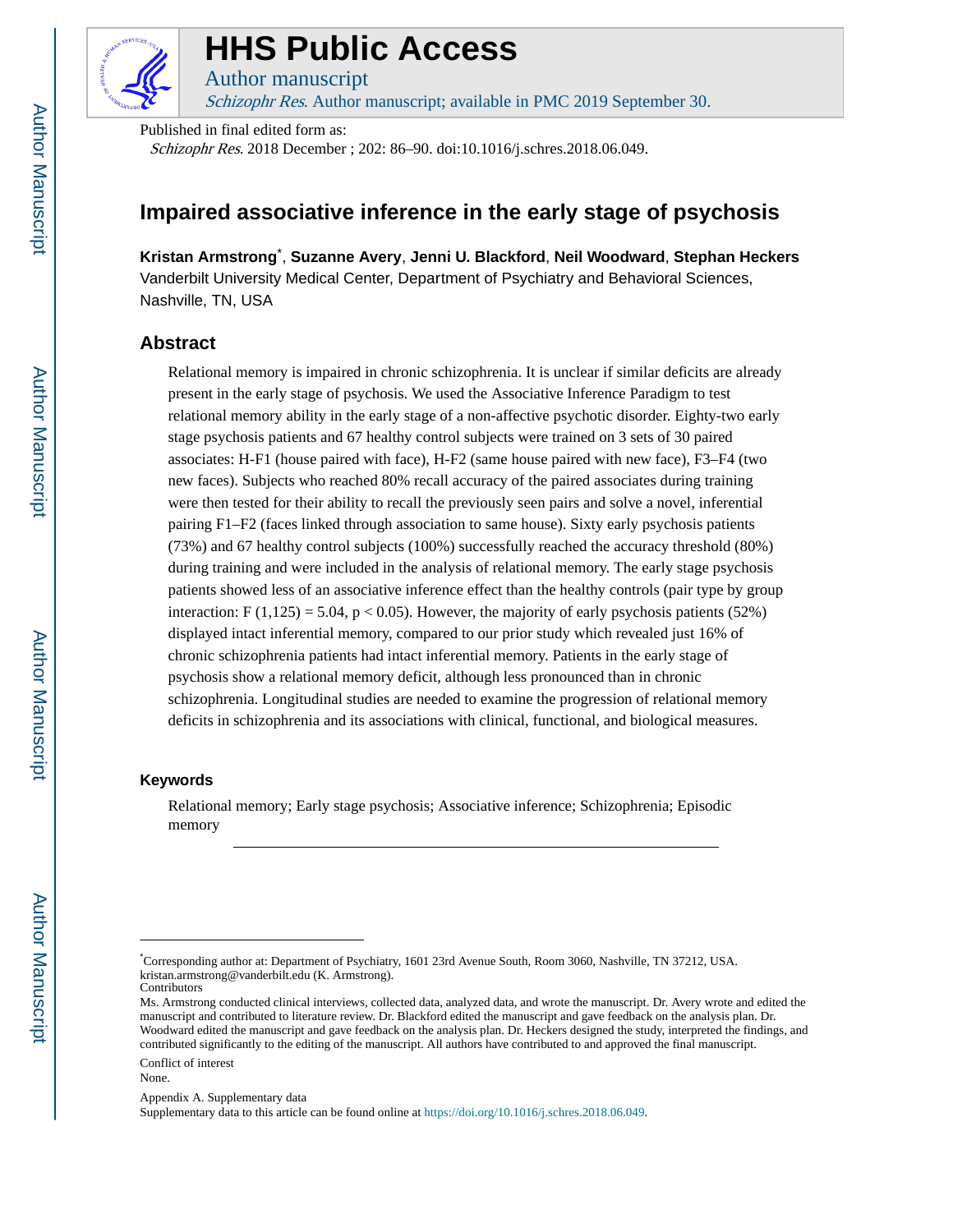# HHS Public Access

Author manuscript

*Schizophr Res*. Author manuscript; available in PMC 2019 September 30.

Published in final edited form as:

*Schizophr Res*. 2018 December ; 202: 86–90. doi:10.1016/j.schres.2018.06.049.

## Impaired associative inference in the early stage of psychosis

**Kristan Armstrong***, **Suzanne Avery**, **Jenni U. Blackford**, **Neil Woodward**, **Stephan Heckers**

Vanderbilt University Medical Center, Department of Psychiatry and Behavioral Sciences, Nashville, TN, USA

### Abstract

Relational memory is impaired in chronic schizophrenia. It is unclear if similar deficits are already present in the early stage of psychosis. We used the Associative Inference Paradigm to test relational memory ability in the early stage of a non-affective psychotic disorder. Eighty-two early stage psychosis patients and 67 healthy control subjects were trained on 3 sets of 30 paired associates: H-F1 (house paired with face), H-F2 (same house paired with new face), F3–F4 (two new faces). Subjects who reached 80% recall accuracy of the paired associates during training were then tested for their ability to recall the previously seen pairs and solve a novel, inferential pairing F1–F2 (faces linked through association to same house). Sixty early psychosis patients (73%) and 67 healthy control subjects (100%) successfully reached the accuracy threshold (80%) during training and were included in the analysis of relational memory. The early stage psychosis patients showed less of an associative inference effect than the healthy controls (pair type by group interaction: $F(1,125) = 5.04$, $p < 0.05$). However, the majority of early psychosis patients (52%) displayed intact inferential memory, compared to our prior study which revealed just 16% of chronic schizophrenia patients had intact inferential memory. Patients in the early stage of psychosis show a relational memory deficit, although less pronounced than in chronic schizophrenia. Longitudinal studies are needed to examine the progression of relational memory deficits in schizophrenia and its associations with clinical, functional, and biological measures.

### Keywords

Relational memory; Early stage psychosis; Associative inference; Schizophrenia; Episodic memory

---

*Corresponding author at: Department of Psychiatry, 1601 23rd Avenue South, Room 3060, Nashville, TN 37212, USA. kristan.armstrong@vanderbilt.edu (K. Armstrong).

Contributors

Ms. Armstrong conducted clinical interviews, collected data, analyzed data, and wrote the manuscript. Dr. Avery wrote and edited the manuscript and contributed to literature review. Dr. Blackford edited the manuscript and gave feedback on the analysis plan. Dr. Woodward edited the manuscript and gave feedback on the analysis plan. Dr. Heckers designed the study, interpreted the findings, and contributed significantly to the editing of the manuscript. All authors have contributed to and approved the final manuscript.

Conflict of interest

None.

Appendix A. Supplementary data

Supplementary data to this article can be found online at https://doi.org/10.1016/j.schres.2018.06.049.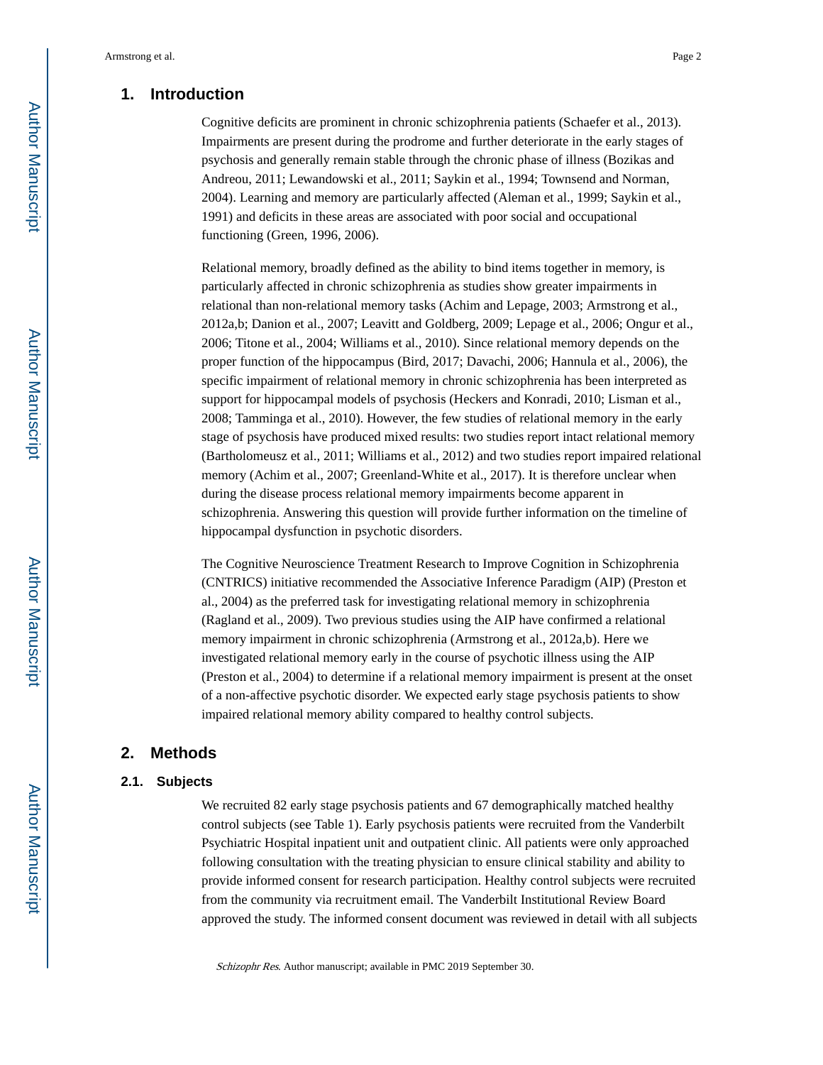## 1. Introduction

Cognitive deficits are prominent in chronic schizophrenia patients (Schaefer et al., 2013). Impairments are present during the prodrome and further deteriorate in the early stages of psychosis and generally remain stable through the chronic phase of illness (Bozikas and Andreou, 2011; Lewandowski et al., 2011; Saykin et al., 1994; Townsend and Norman, 2004). Learning and memory are particularly affected (Aleman et al., 1999; Saykin et al., 1991) and deficits in these areas are associated with poor social and occupational functioning (Green, 1996, 2006).

Relational memory, broadly defined as the ability to bind items together in memory, is particularly affected in chronic schizophrenia as studies show greater impairments in relational than non-relational memory tasks (Achim and Lepage, 2003; Armstrong et al., 2012a,b; Danion et al., 2007; Leavitt and Goldberg, 2009; Lepage et al., 2006; Ongur et al., 2006; Titone et al., 2004; Williams et al., 2010). Since relational memory depends on the proper function of the hippocampus (Bird, 2017; Davachi, 2006; Hannula et al., 2006), the specific impairment of relational memory in chronic schizophrenia has been interpreted as support for hippocampal models of psychosis (Heckers and Konradi, 2010; Lisman et al., 2008; Tamminga et al., 2010). However, the few studies of relational memory in the early stage of psychosis have produced mixed results: two studies report intact relational memory (Bartholomeusz et al., 2011; Williams et al., 2012) and two studies report impaired relational memory (Achim et al., 2007; Greenland-White et al., 2017). It is therefore unclear when during the disease process relational memory impairments become apparent in schizophrenia. Answering this question will provide further information on the timeline of hippocampal dysfunction in psychotic disorders.

The Cognitive Neuroscience Treatment Research to Improve Cognition in Schizophrenia (CNTRICS) initiative recommended the Associative Inference Paradigm (AIP) (Preston et al., 2004) as the preferred task for investigating relational memory in schizophrenia (Ragland et al., 2009). Two previous studies using the AIP have confirmed a relational memory impairment in chronic schizophrenia (Armstrong et al., 2012a,b). Here we investigated relational memory early in the course of psychotic illness using the AIP (Preston et al., 2004) to determine if a relational memory impairment is present at the onset of a non-affective psychotic disorder. We expected early stage psychosis patients to show impaired relational memory ability compared to healthy control subjects.

## 2. Methods

### 2.1. Subjects

We recruited 82 early stage psychosis patients and 67 demographically matched healthy control subjects (see Table 1). Early psychosis patients were recruited from the Vanderbilt Psychiatric Hospital inpatient unit and outpatient clinic. All patients were only approached following consultation with the treating physician to ensure clinical stability and ability to provide informed consent for research participation. Healthy control subjects were recruited from the community via recruitment email. The Vanderbilt Institutional Review Board approved the study. The informed consent document was reviewed in detail with all subjects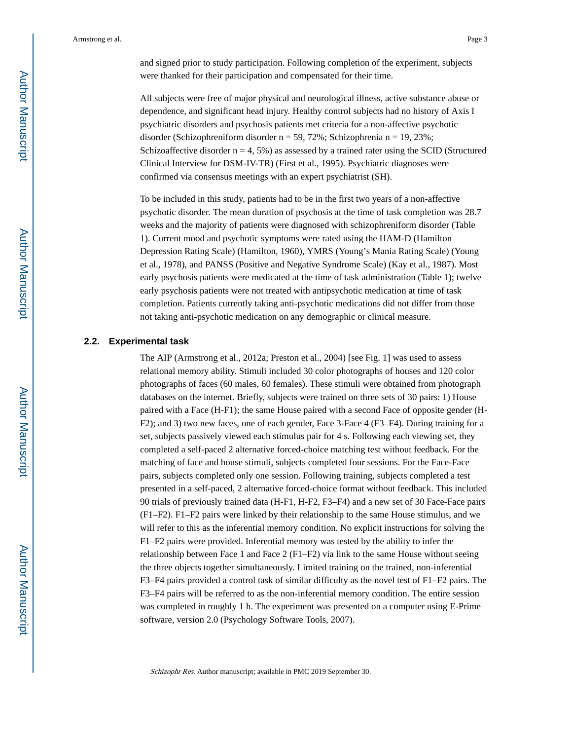and signed prior to study participation. Following completion of the experiment, subjects were thanked for their participation and compensated for their time.

All subjects were free of major physical and neurological illness, active substance abuse or dependence, and significant head injury. Healthy control subjects had no history of Axis I psychiatric disorders and psychosis patients met criteria for a non-affective psychotic disorder (Schizophreniform disorder n = 59, 72%; Schizophrenia n = 19, 23%; Schizoaffective disorder n = 4, 5%) as assessed by a trained rater using the SCID (Structured Clinical Interview for DSM-IV-TR) (First et al., 1995). Psychiatric diagnoses were confirmed via consensus meetings with an expert psychiatrist (SH).

To be included in this study, patients had to be in the first two years of a non-affective psychotic disorder. The mean duration of psychosis at the time of task completion was 28.7 weeks and the majority of patients were diagnosed with schizophreniform disorder (Table 1). Current mood and psychotic symptoms were rated using the HAM-D (Hamilton Depression Rating Scale) (Hamilton, 1960), YMRS (Young's Mania Rating Scale) (Young et al., 1978), and PANSS (Positive and Negative Syndrome Scale) (Kay et al., 1987). Most early psychosis patients were medicated at the time of task administration (Table 1); twelve early psychosis patients were not treated with antipsychotic medication at time of task completion. Patients currently taking anti-psychotic medications did not differ from those not taking anti-psychotic medication on any demographic or clinical measure.

## 2.2. Experimental task

The AIP (Armstrong et al., 2012a; Preston et al., 2004) [see Fig. 1] was used to assess relational memory ability. Stimuli included 30 color photographs of houses and 120 color photographs of faces (60 males, 60 females). These stimuli were obtained from photograph databases on the internet. Briefly, subjects were trained on three sets of 30 pairs: 1) House paired with a Face (H-F1); the same House paired with a second Face of opposite gender (H-F2); and 3) two new faces, one of each gender, Face 3-Face 4 (F3–F4). During training for a set, subjects passively viewed each stimulus pair for 4 s. Following each viewing set, they completed a self-paced 2 alternative forced-choice matching test without feedback. For the matching of face and house stimuli, subjects completed four sessions. For the Face-Face pairs, subjects completed only one session. Following training, subjects completed a test presented in a self-paced, 2 alternative forced-choice format without feedback. This included 90 trials of previously trained data (H-F1, H-F2, F3–F4) and a new set of 30 Face-Face pairs (F1–F2). F1–F2 pairs were linked by their relationship to the same House stimulus, and we will refer to this as the inferential memory condition. No explicit instructions for solving the F1–F2 pairs were provided. Inferential memory was tested by the ability to infer the relationship between Face 1 and Face 2 (F1–F2) via link to the same House without seeing the three objects together simultaneously. Limited training on the trained, non-inferential F3–F4 pairs provided a control task of similar difficulty as the novel test of F1–F2 pairs. The F3–F4 pairs will be referred to as the non-inferential memory condition. The entire session was completed in roughly 1 h. The experiment was presented on a computer using E-Prime software, version 2.0 (Psychology Software Tools, 2007).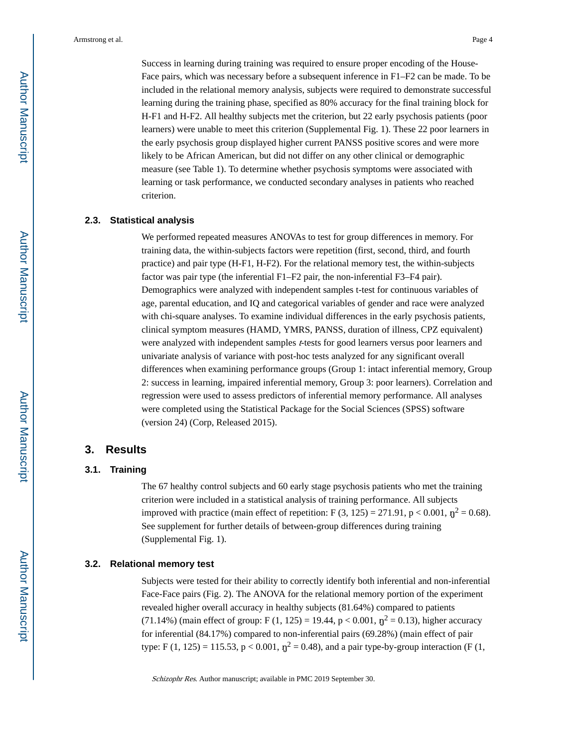Success in learning during training was required to ensure proper encoding of the House-Face pairs, which was necessary before a subsequent inference in F1–F2 can be made. To be included in the relational memory analysis, subjects were required to demonstrate successful learning during the training phase, specified as 80% accuracy for the final training block for H-F1 and H-F2. All healthy subjects met the criterion, but 22 early psychosis patients (poor learners) were unable to meet this criterion (Supplemental Fig. 1). These 22 poor learners in the early psychosis group displayed higher current PANSS positive scores and were more likely to be African American, but did not differ on any other clinical or demographic measure (see Table 1). To determine whether psychosis symptoms were associated with learning or task performance, we conducted secondary analyses in patients who reached criterion.

### 2.3. Statistical analysis

We performed repeated measures ANOVAs to test for group differences in memory. For training data, the within-subjects factors were repetition (first, second, third, and fourth practice) and pair type (H-F1, H-F2). For the relational memory test, the within-subjects factor was pair type (the inferential F1–F2 pair, the non-inferential F3–F4 pair). Demographics were analyzed with independent samples t-test for continuous variables of age, parental education, and IQ and categorical variables of gender and race were analyzed with chi-square analyses. To examine individual differences in the early psychosis patients, clinical symptom measures (HAMD, YMRS, PANSS, duration of illness, CPZ equivalent) were analyzed with independent samples *t*-tests for good learners versus poor learners and univariate analysis of variance with post-hoc tests analyzed for any significant overall differences when examining performance groups (Group 1: intact inferential memory, Group 2: success in learning, impaired inferential memory, Group 3: poor learners). Correlation and regression were used to assess predictors of inferential memory performance. All analyses were completed using the Statistical Package for the Social Sciences (SPSS) software (version 24) (Corp, Released 2015).

## 3. Results

### 3.1. Training

The 67 healthy control subjects and 60 early stage psychosis patients who met the training criterion were included in a statistical analysis of training performance. All subjects improved with practice (main effect of repetition: $F(3, 125) = 271.91$, $p < 0.001$, $\eta^2 = 0.68$). See supplement for further details of between-group differences during training (Supplemental Fig. 1).

### 3.2. Relational memory test

Subjects were tested for their ability to correctly identify both inferential and non-inferential Face-Face pairs (Fig. 2). The ANOVA for the relational memory portion of the experiment revealed higher overall accuracy in healthy subjects (81.64%) compared to patients (71.14%) (main effect of group: $F(1, 125) = 19.44$, $p < 0.001$, $\eta^2 = 0.13$), higher accuracy for inferential (84.17%) compared to non-inferential pairs (69.28%) (main effect of pair type: $F(1, 125) = 115.53$, $p < 0.001$, $\eta^2 = 0.48$), and a pair type-by-group interaction (F (1,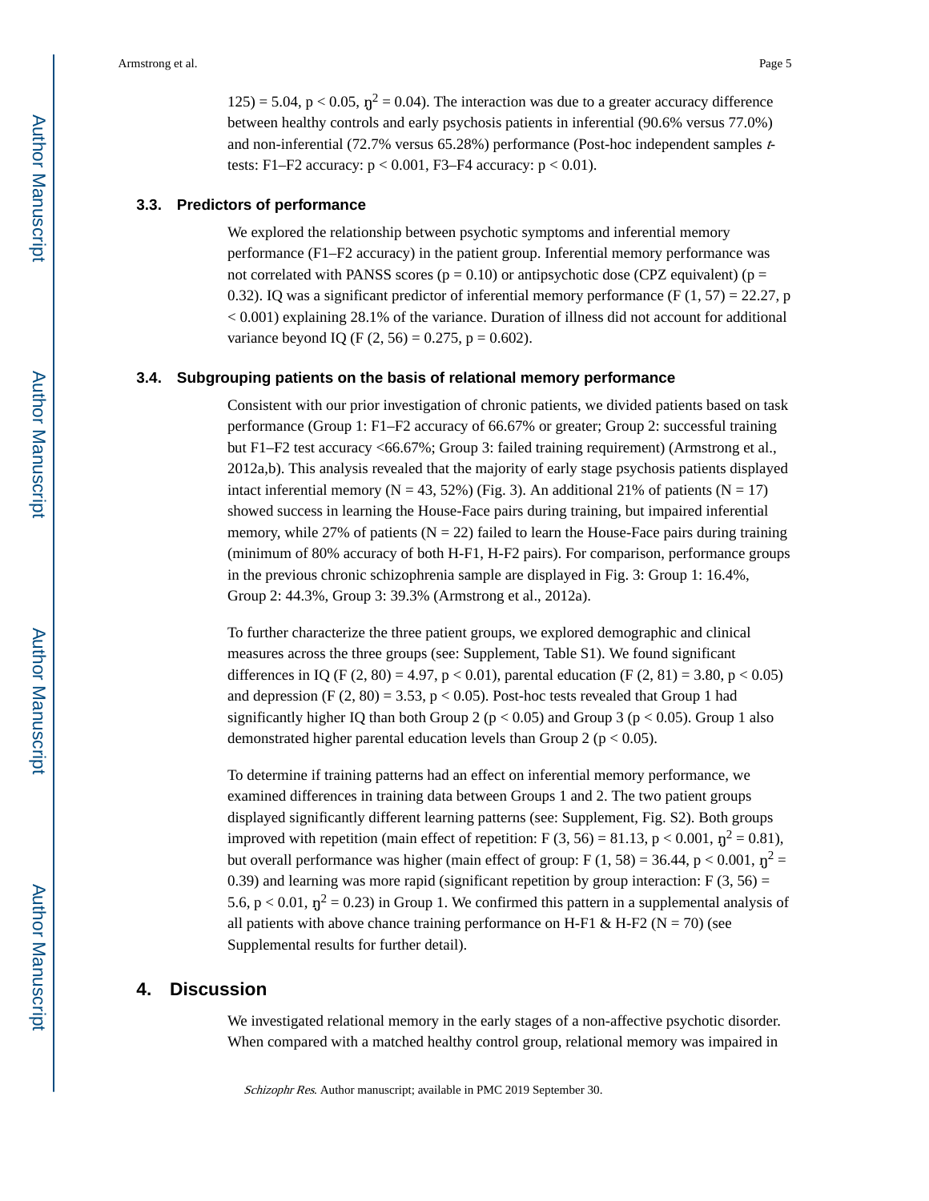125) = 5.04, $p < 0.05$, $\eta^2 = 0.04$). The interaction was due to a greater accuracy difference between healthy controls and early psychosis patients in inferential (90.6% versus 77.0%) and non-inferential (72.7% versus 65.28%) performance (Post-hoc independent samples *t*-tests: F1–F2 accuracy: $p < 0.001$, F3–F4 accuracy: $p < 0.01$).

### 3.3. Predictors of performance

We explored the relationship between psychotic symptoms and inferential memory performance (F1–F2 accuracy) in the patient group. Inferential memory performance was not correlated with PANSS scores ($p = 0.10$) or antipsychotic dose (CPZ equivalent) ($p = 0.32$). IQ was a significant predictor of inferential memory performance ($F(1, 57) = 22.27$, $p < 0.001$) explaining 28.1% of the variance. Duration of illness did not account for additional variance beyond IQ ($F(2, 56) = 0.275$, $p = 0.602$).

### 3.4. Subgrouping patients on the basis of relational memory performance

Consistent with our prior investigation of chronic patients, we divided patients based on task performance (Group 1: F1–F2 accuracy of 66.67% or greater; Group 2: successful training but F1–F2 test accuracy <66.67%; Group 3: failed training requirement) (Armstrong et al., 2012a,b). This analysis revealed that the majority of early stage psychosis patients displayed intact inferential memory (N = 43, 52%) (Fig. 3). An additional 21% of patients (N = 17) showed success in learning the House-Face pairs during training, but impaired inferential memory, while 27% of patients (N = 22) failed to learn the House-Face pairs during training (minimum of 80% accuracy of both H-F1, H-F2 pairs). For comparison, performance groups in the previous chronic schizophrenia sample are displayed in Fig. 3: Group 1: 16.4%, Group 2: 44.3%, Group 3: 39.3% (Armstrong et al., 2012a).

To further characterize the three patient groups, we explored demographic and clinical measures across the three groups (see: Supplement, Table S1). We found significant differences in IQ ($F(2, 80) = 4.97$, $p < 0.01$), parental education ($F(2, 81) = 3.80$, $p < 0.05$) and depression ($F(2, 80) = 3.53$, $p < 0.05$). Post-hoc tests revealed that Group 1 had significantly higher IQ than both Group 2 ($p < 0.05$) and Group 3 ($p < 0.05$). Group 1 also demonstrated higher parental education levels than Group 2 ($p < 0.05$).

To determine if training patterns had an effect on inferential memory performance, we examined differences in training data between Groups 1 and 2. The two patient groups displayed significantly different learning patterns (see: Supplement, Fig. S2). Both groups improved with repetition (main effect of repetition: $F(3, 56) = 81.13$, $p < 0.001$, $\eta^2 = 0.81$), but overall performance was higher (main effect of group: $F(1, 58) = 36.44$, $p < 0.001$, $\eta^2 = 0.39$) and learning was more rapid (significant repetition by group interaction: $F(3, 56) = 5.6$, $p < 0.01$, $\eta^2 = 0.23$) in Group 1. We confirmed this pattern in a supplemental analysis of all patients with above chance training performance on H-F1 & H-F2 (N = 70) (see Supplemental results for further detail).

## 4. Discussion

We investigated relational memory in the early stages of a non-affective psychotic disorder. When compared with a matched healthy control group, relational memory was impaired in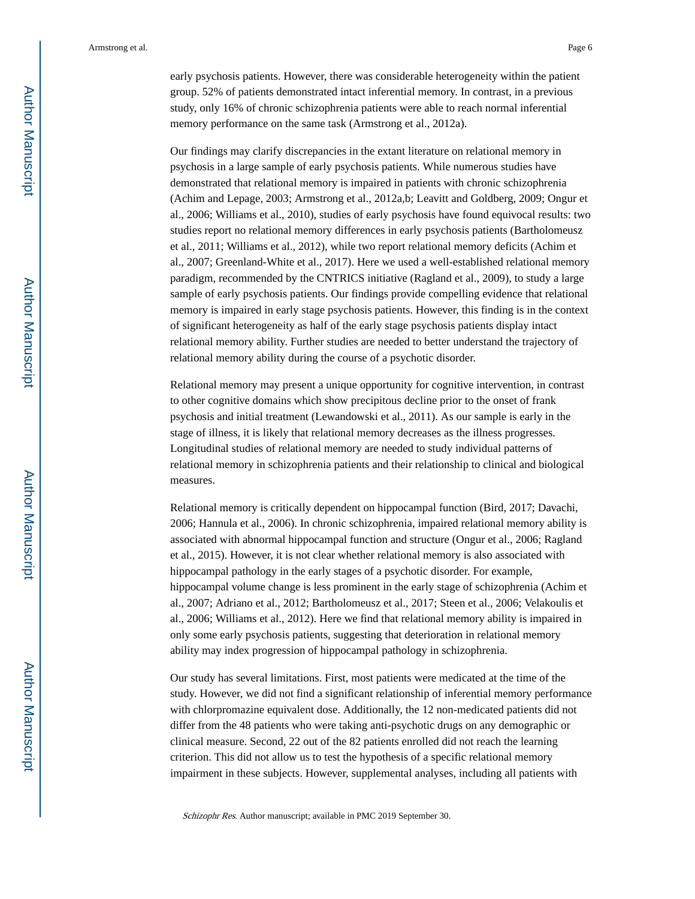early psychosis patients. However, there was considerable heterogeneity within the patient group. 52% of patients demonstrated intact inferential memory. In contrast, in a previous study, only 16% of chronic schizophrenia patients were able to reach normal inferential memory performance on the same task (Armstrong et al., 2012a).

Our findings may clarify discrepancies in the extant literature on relational memory in psychosis in a large sample of early psychosis patients. While numerous studies have demonstrated that relational memory is impaired in patients with chronic schizophrenia (Achim and Lepage, 2003; Armstrong et al., 2012a,b; Leavitt and Goldberg, 2009; Ongur et al., 2006; Williams et al., 2010), studies of early psychosis have found equivocal results: two studies report no relational memory differences in early psychosis patients (Bartholomeusz et al., 2011; Williams et al., 2012), while two report relational memory deficits (Achim et al., 2007; Greenland-White et al., 2017). Here we used a well-established relational memory paradigm, recommended by the CNTRICS initiative (Ragland et al., 2009), to study a large sample of early psychosis patients. Our findings provide compelling evidence that relational memory is impaired in early stage psychosis patients. However, this finding is in the context of significant heterogeneity as half of the early stage psychosis patients display intact relational memory ability. Further studies are needed to better understand the trajectory of relational memory ability during the course of a psychotic disorder.

Relational memory may present a unique opportunity for cognitive intervention, in contrast to other cognitive domains which show precipitous decline prior to the onset of frank psychosis and initial treatment (Lewandowski et al., 2011). As our sample is early in the stage of illness, it is likely that relational memory decreases as the illness progresses. Longitudinal studies of relational memory are needed to study individual patterns of relational memory in schizophrenia patients and their relationship to clinical and biological measures.

Relational memory is critically dependent on hippocampal function (Bird, 2017; Davachi, 2006; Hannula et al., 2006). In chronic schizophrenia, impaired relational memory ability is associated with abnormal hippocampal function and structure (Ongur et al., 2006; Ragland et al., 2015). However, it is not clear whether relational memory is also associated with hippocampal pathology in the early stages of a psychotic disorder. For example, hippocampal volume change is less prominent in the early stage of schizophrenia (Achim et al., 2007; Adriano et al., 2012; Bartholomeusz et al., 2017; Steen et al., 2006; Velakoulis et al., 2006; Williams et al., 2012). Here we find that relational memory ability is impaired in only some early psychosis patients, suggesting that deterioration in relational memory ability may index progression of hippocampal pathology in schizophrenia.

Our study has several limitations. First, most patients were medicated at the time of the study. However, we did not find a significant relationship of inferential memory performance with chlorpromazine equivalent dose. Additionally, the 12 non-medicated patients did not differ from the 48 patients who were taking anti-psychotic drugs on any demographic or clinical measure. Second, 22 out of the 82 patients enrolled did not reach the learning criterion. This did not allow us to test the hypothesis of a specific relational memory impairment in these subjects. However, supplemental analyses, including all patients with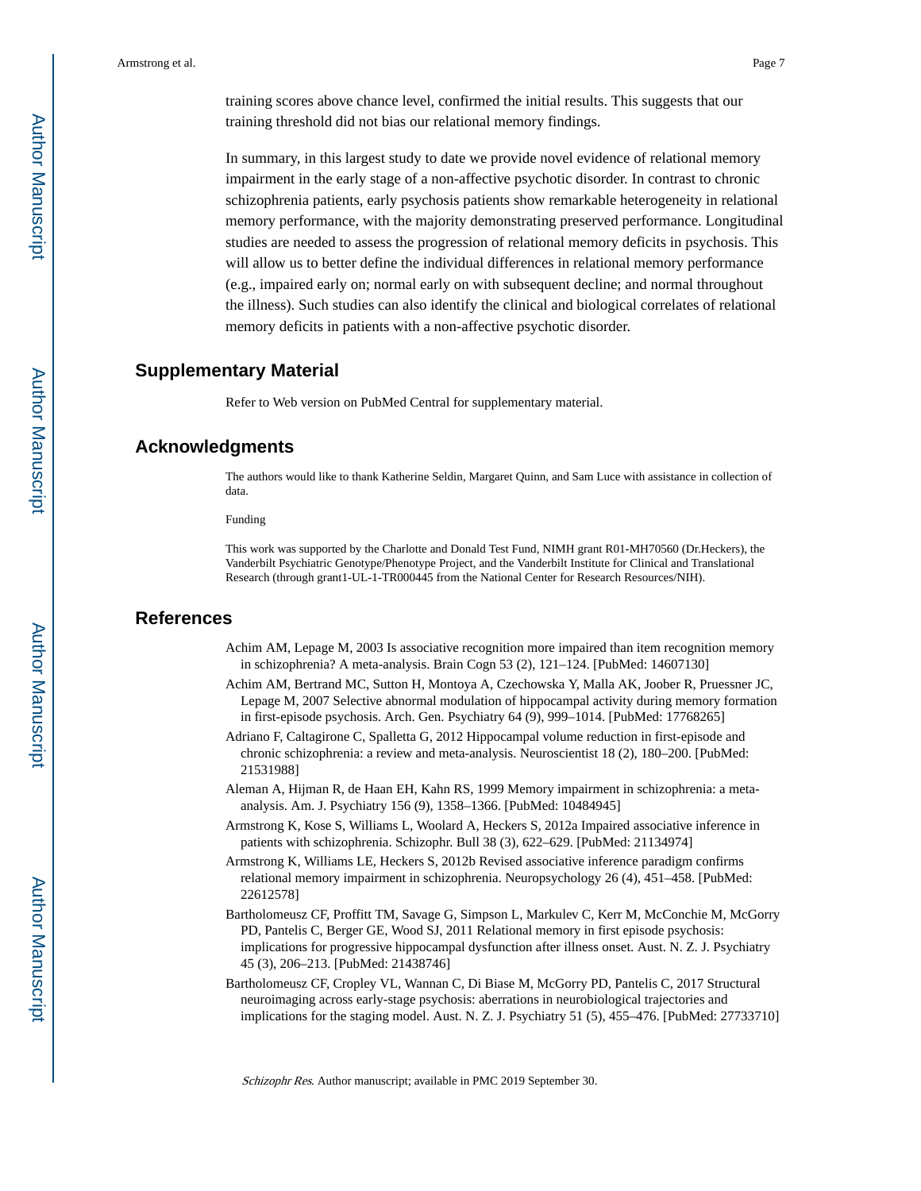training scores above chance level, confirmed the initial results. This suggests that our training threshold did not bias our relational memory findings.

In summary, in this largest study to date we provide novel evidence of relational memory impairment in the early stage of a non-affective psychotic disorder. In contrast to chronic schizophrenia patients, early psychosis patients show remarkable heterogeneity in relational memory performance, with the majority demonstrating preserved performance. Longitudinal studies are needed to assess the progression of relational memory deficits in psychosis. This will allow us to better define the individual differences in relational memory performance (e.g., impaired early on; normal early on with subsequent decline; and normal throughout the illness). Such studies can also identify the clinical and biological correlates of relational memory deficits in patients with a non-affective psychotic disorder.

## Supplementary Material

Refer to Web version on PubMed Central for supplementary material.

## Acknowledgments

The authors would like to thank Katherine Seldin, Margaret Quinn, and Sam Luce with assistance in collection of data.

Funding

This work was supported by the Charlotte and Donald Test Fund, NIMH grant R01-MH70560 (Dr.Heckers), the Vanderbilt Psychiatric Genotype/Phenotype Project, and the Vanderbilt Institute for Clinical and Translational Research (through grant1-UL-1-TR000445 from the National Center for Research Resources/NIH).

## References

Achim AM, Lepage M, 2003 Is associative recognition more impaired than item recognition memory in schizophrenia? A meta-analysis. Brain Cogn 53 (2), 121–124. [PubMed: 14607130]

Achim AM, Bertrand MC, Sutton H, Montoya A, Czechowska Y, Malla AK, Joober R, Pruessner JC, Lepage M, 2007 Selective abnormal modulation of hippocampal activity during memory formation in first-episode psychosis. Arch. Gen. Psychiatry 64 (9), 999–1014. [PubMed: 17768265]

Adriano F, Caltagirone C, Spalletta G, 2012 Hippocampal volume reduction in first-episode and chronic schizophrenia: a review and meta-analysis. Neuroscientist 18 (2), 180–200. [PubMed: 21531988]

Aleman A, Hijman R, de Haan EH, Kahn RS, 1999 Memory impairment in schizophrenia: a meta-analysis. Am. J. Psychiatry 156 (9), 1358–1366. [PubMed: 10484945]

Armstrong K, Kose S, Williams L, Woolard A, Heckers S, 2012a Impaired associative inference in patients with schizophrenia. Schizophr. Bull 38 (3), 622–629. [PubMed: 21134974]

Armstrong K, Williams LE, Heckers S, 2012b Revised associative inference paradigm confirms relational memory impairment in schizophrenia. Neuropsychology 26 (4), 451–458. [PubMed: 22612578]

Bartholomeusz CF, Proffitt TM, Savage G, Simpson L, Markulev C, Kerr M, McConchie M, McGorry PD, Pantelis C, Berger GE, Wood SJ, 2011 Relational memory in first episode psychosis: implications for progressive hippocampal dysfunction after illness onset. Aust. N. Z. J. Psychiatry 45 (3), 206–213. [PubMed: 21438746]

Bartholomeusz CF, Cropley VL, Wannan C, Di Biase M, McGorry PD, Pantelis C, 2017 Structural neuroimaging across early-stage psychosis: aberrations in neurobiological trajectories and implications for the staging model. Aust. N. Z. J. Psychiatry 51 (5), 455–476. [PubMed: 27733710]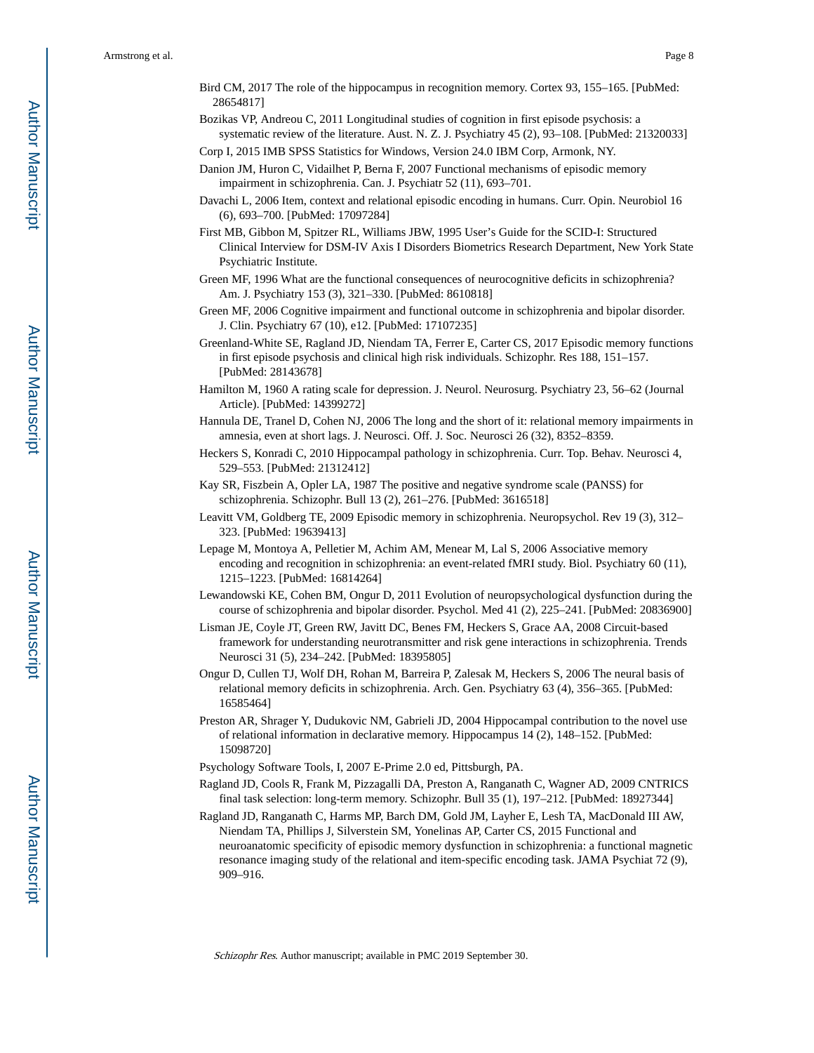Bird CM, 2017 The role of the hippocampus in recognition memory. Cortex 93, 155–165. [PubMed: 28654817]

Bozikas VP, Andreou C, 2011 Longitudinal studies of cognition in first episode psychosis: a systematic review of the literature. Aust. N. Z. J. Psychiatry 45 (2), 93–108. [PubMed: 21320033]

Corp I, 2015 IMB SPSS Statistics for Windows, Version 24.0 IBM Corp, Armonk, NY.

Danion JM, Huron C, Vidailhet P, Berna F, 2007 Functional mechanisms of episodic memory impairment in schizophrenia. Can. J. Psychiatr 52 (11), 693–701.

Davachi L, 2006 Item, context and relational episodic encoding in humans. Curr. Opin. Neurobiol 16 (6), 693–700. [PubMed: 17097284]

First MB, Gibbon M, Spitzer RL, Williams JBW, 1995 User's Guide for the SCID-I: Structured Clinical Interview for DSM-IV Axis I Disorders Biometrics Research Department, New York State Psychiatric Institute.

Green MF, 1996 What are the functional consequences of neurocognitive deficits in schizophrenia? Am. J. Psychiatry 153 (3), 321–330. [PubMed: 8610818]

Green MF, 2006 Cognitive impairment and functional outcome in schizophrenia and bipolar disorder. J. Clin. Psychiatry 67 (10), e12. [PubMed: 17107235]

Greenland-White SE, Ragland JD, Niendam TA, Ferrer E, Carter CS, 2017 Episodic memory functions in first episode psychosis and clinical high risk individuals. Schizophr. Res 188, 151–157. [PubMed: 28143678]

Hamilton M, 1960 A rating scale for depression. J. Neurol. Neurosurg. Psychiatry 23, 56–62 (Journal Article). [PubMed: 14399272]

Hannula DE, Tranel D, Cohen NJ, 2006 The long and the short of it: relational memory impairments in amnesia, even at short lags. J. Neurosci. Off. J. Soc. Neurosci 26 (32), 8352–8359.

Heckers S, Konradi C, 2010 Hippocampal pathology in schizophrenia. Curr. Top. Behav. Neurosci 4, 529–553. [PubMed: 21312412]

Kay SR, Fiszbein A, Opler LA, 1987 The positive and negative syndrome scale (PANSS) for schizophrenia. Schizophr. Bull 13 (2), 261–276. [PubMed: 3616518]

Leavitt VM, Goldberg TE, 2009 Episodic memory in schizophrenia. Neuropsychol. Rev 19 (3), 312–323. [PubMed: 19639413]

Lepage M, Montoya A, Pelletier M, Achim AM, Menear M, Lal S, 2006 Associative memory encoding and recognition in schizophrenia: an event-related fMRI study. Biol. Psychiatry 60 (11), 1215–1223. [PubMed: 16814264]

Lewandowski KE, Cohen BM, Ongur D, 2011 Evolution of neuropsychological dysfunction during the course of schizophrenia and bipolar disorder. Psychol. Med 41 (2), 225–241. [PubMed: 20836900]

Lisman JE, Coyle JT, Green RW, Javitt DC, Benes FM, Heckers S, Grace AA, 2008 Circuit-based framework for understanding neurotransmitter and risk gene interactions in schizophrenia. Trends Neurosci 31 (5), 234–242. [PubMed: 18395805]

Ongur D, Cullen TJ, Wolf DH, Rohan M, Barreira P, Zalesak M, Heckers S, 2006 The neural basis of relational memory deficits in schizophrenia. Arch. Gen. Psychiatry 63 (4), 356–365. [PubMed: 16585464]

Preston AR, Shrager Y, Dudukovic NM, Gabrieli JD, 2004 Hippocampal contribution to the novel use of relational information in declarative memory. Hippocampus 14 (2), 148–152. [PubMed: 15098720]

Psychology Software Tools, I, 2007 E-Prime 2.0 ed, Pittsburgh, PA.

Ragland JD, Cools R, Frank M, Pizzagalli DA, Preston A, Ranganath C, Wagner AD, 2009 CNTRICS final task selection: long-term memory. Schizophr. Bull 35 (1), 197–212. [PubMed: 18927344]

Ragland JD, Ranganath C, Harms MP, Barch DM, Gold JM, Layher E, Lesh TA, MacDonald III AW, Niendam TA, Phillips J, Silverstein SM, Yonelinas AP, Carter CS, 2015 Functional and neuroanatomic specificity of episodic memory dysfunction in schizophrenia: a functional magnetic resonance imaging study of the relational and item-specific encoding task. JAMA Psychiat 72 (9), 909–916.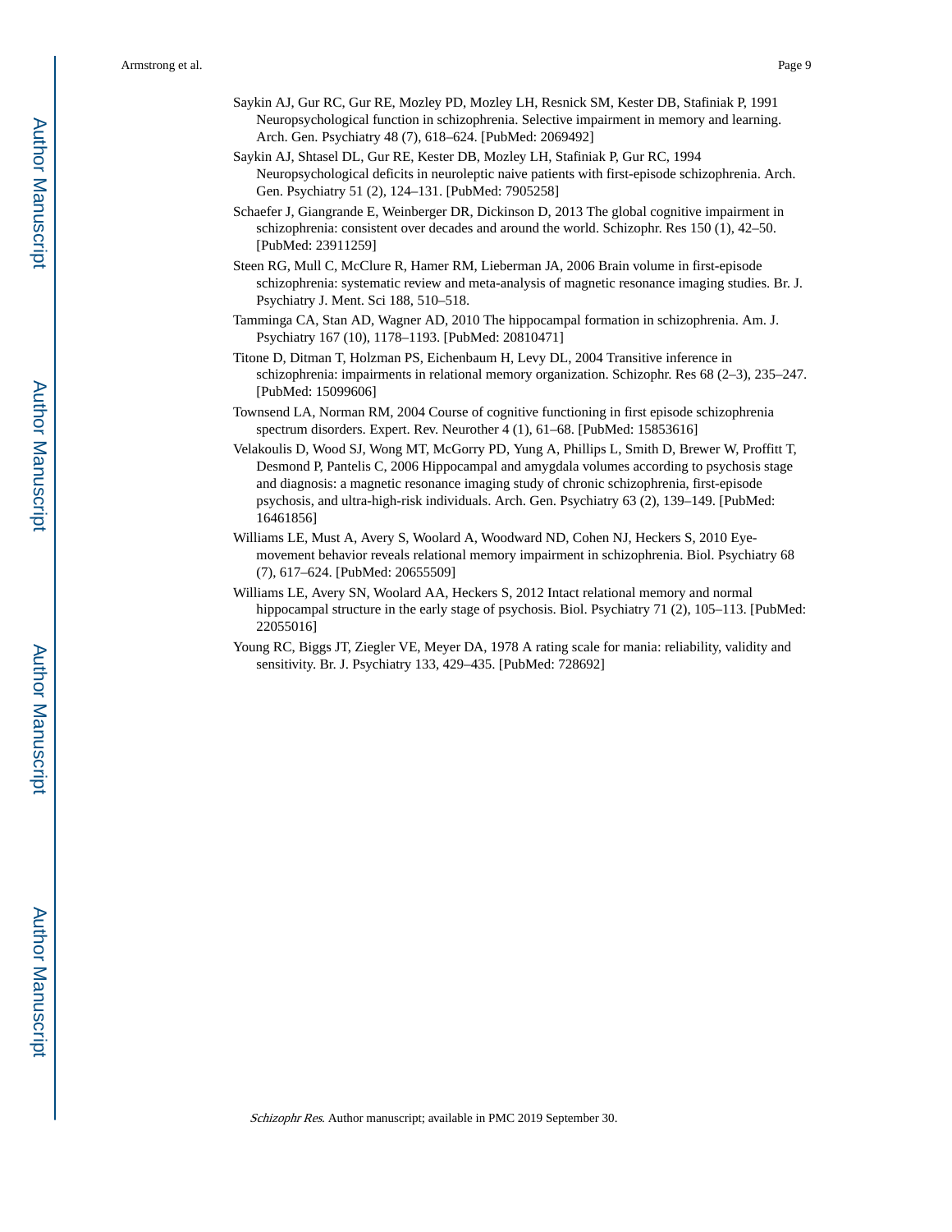Saykin AJ, Gur RC, Gur RE, Mozley PD, Mozley LH, Resnick SM, Kester DB, Stafiniak P, 1991 Neuropsychological function in schizophrenia. Selective impairment in memory and learning. Arch. Gen. Psychiatry 48 (7), 618–624. [PubMed: 2069492]

Saykin AJ, Shtasel DL, Gur RE, Kester DB, Mozley LH, Stafiniak P, Gur RC, 1994 Neuropsychological deficits in neuroleptic naive patients with first-episode schizophrenia. Arch. Gen. Psychiatry 51 (2), 124–131. [PubMed: 7905258]

Schaefer J, Giangrande E, Weinberger DR, Dickinson D, 2013 The global cognitive impairment in schizophrenia: consistent over decades and around the world. Schizophr. Res 150 (1), 42–50. [PubMed: 23911259]

Steen RG, Mull C, McClure R, Hamer RM, Lieberman JA, 2006 Brain volume in first-episode schizophrenia: systematic review and meta-analysis of magnetic resonance imaging studies. Br. J. Psychiatry J. Ment. Sci 188, 510–518.

Tamminga CA, Stan AD, Wagner AD, 2010 The hippocampal formation in schizophrenia. Am. J. Psychiatry 167 (10), 1178–1193. [PubMed: 20810471]

Titone D, Ditman T, Holzman PS, Eichenbaum H, Levy DL, 2004 Transitive inference in schizophrenia: impairments in relational memory organization. Schizophr. Res 68 (2–3), 235–247. [PubMed: 15099606]

Townsend LA, Norman RM, 2004 Course of cognitive functioning in first episode schizophrenia spectrum disorders. Expert. Rev. Neurother 4 (1), 61–68. [PubMed: 15853616]

Velakoulis D, Wood SJ, Wong MT, McGorry PD, Yung A, Phillips L, Smith D, Brewer W, Proffitt T, Desmond P, Pantelis C, 2006 Hippocampal and amygdala volumes according to psychosis stage and diagnosis: a magnetic resonance imaging study of chronic schizophrenia, first-episode psychosis, and ultra-high-risk individuals. Arch. Gen. Psychiatry 63 (2), 139–149. [PubMed: 16461856]

Williams LE, Must A, Avery S, Woolard A, Woodward ND, Cohen NJ, Heckers S, 2010 Eye-movement behavior reveals relational memory impairment in schizophrenia. Biol. Psychiatry 68 (7), 617–624. [PubMed: 20655509]

Williams LE, Avery SN, Woolard AA, Heckers S, 2012 Intact relational memory and normal hippocampal structure in the early stage of psychosis. Biol. Psychiatry 71 (2), 105–113. [PubMed: 22055016]

Young RC, Biggs JT, Ziegler VE, Meyer DA, 1978 A rating scale for mania: reliability, validity and sensitivity. Br. J. Psychiatry 133, 429–435. [PubMed: 728692]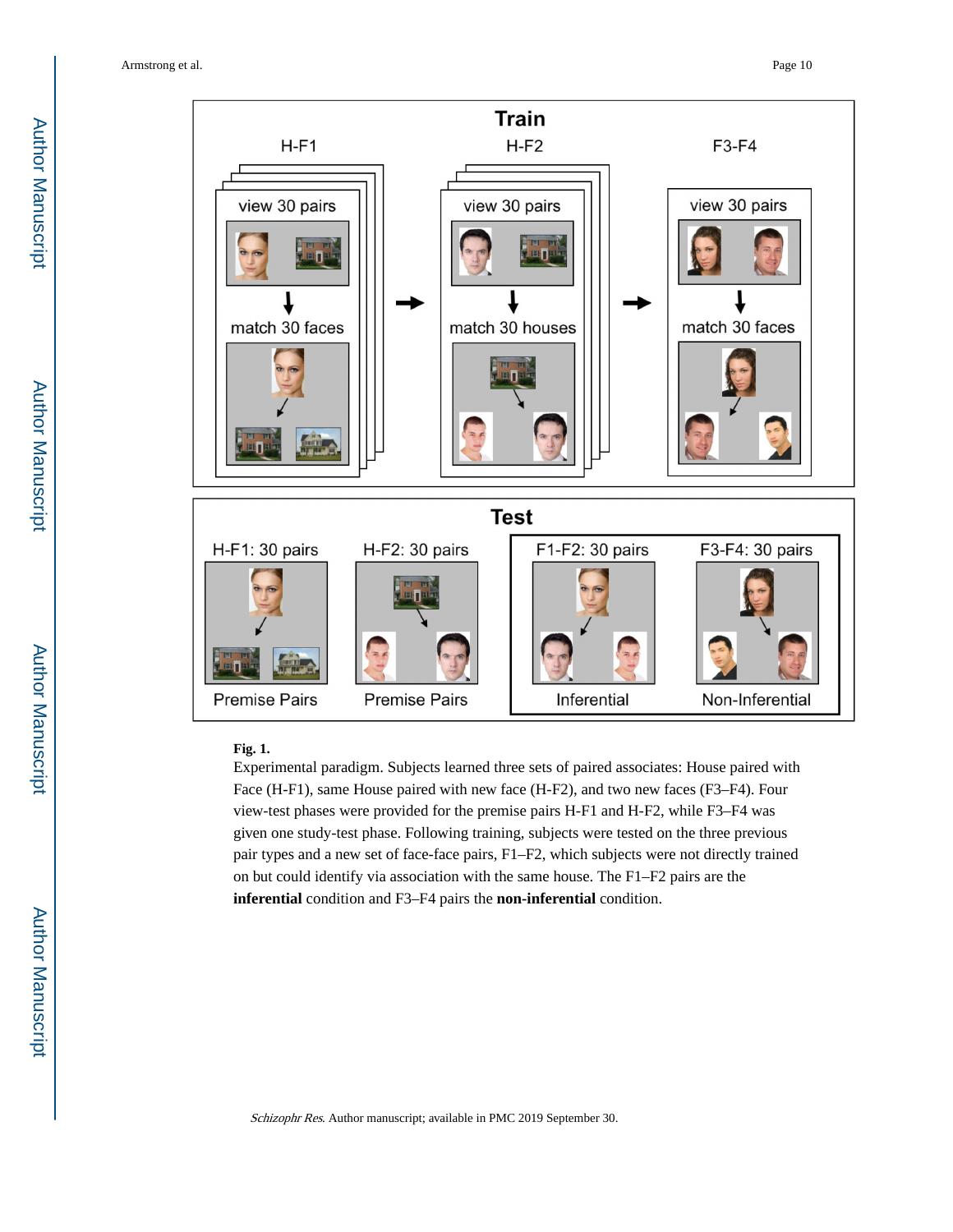**Fig. 1.**

Experimental paradigm. Subjects learned three sets of paired associates: House paired with Face (H-F1), same House paired with new face (H-F2), and two new faces (F3–F4). Four view-test phases were provided for the premise pairs H-F1 and H-F2, while F3–F4 was given one study-test phase. Following training, subjects were tested on the three previous pair types and a new set of face-face pairs, F1–F2, which subjects were not directly trained on but could identify via association with the same house. The F1–F2 pairs are the **inferential** condition and F3–F4 pairs the **non-inferential** condition.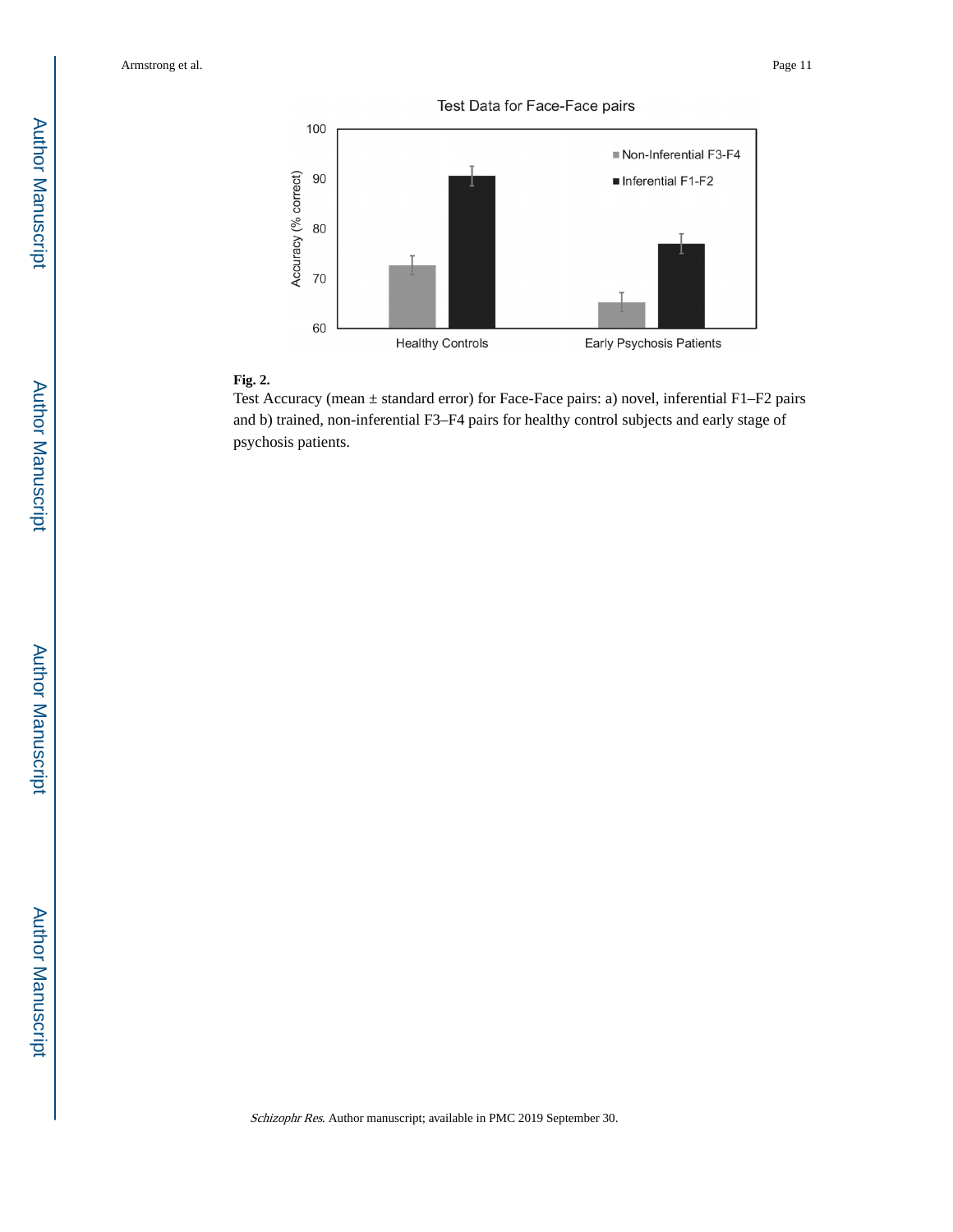**Fig. 2.**

Test Accuracy (mean ± standard error) for Face-Face pairs: a) novel, inferential F1–F2 pairs and b) trained, non-inferential F3–F4 pairs for healthy control subjects and early stage of psychosis patients.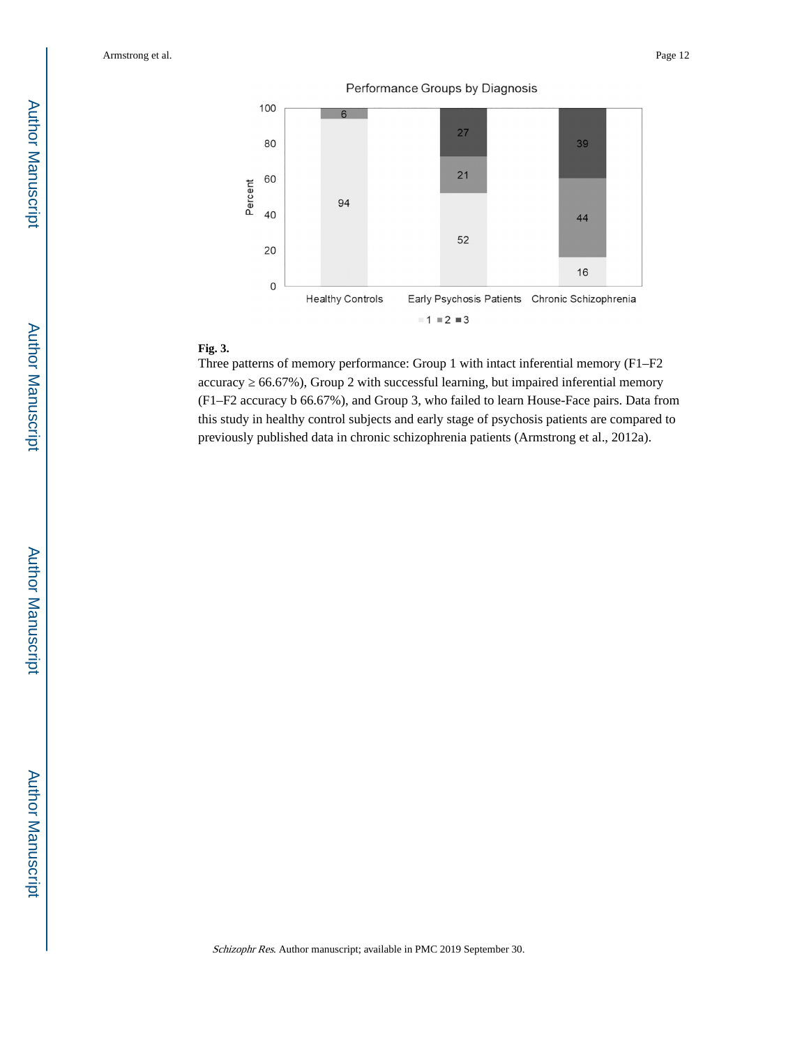**Fig. 3.**

Three patterns of memory performance: Group 1 with intact inferential memory (F1–F2 accuracy ≥ 66.67%), Group 2 with successful learning, but impaired inferential memory (F1–F2 accuracy b 66.67%), and Group 3, who failed to learn House-Face pairs. Data from this study in healthy control subjects and early stage of psychosis patients are compared to previously published data in chronic schizophrenia patients (Armstrong et al., 2012a).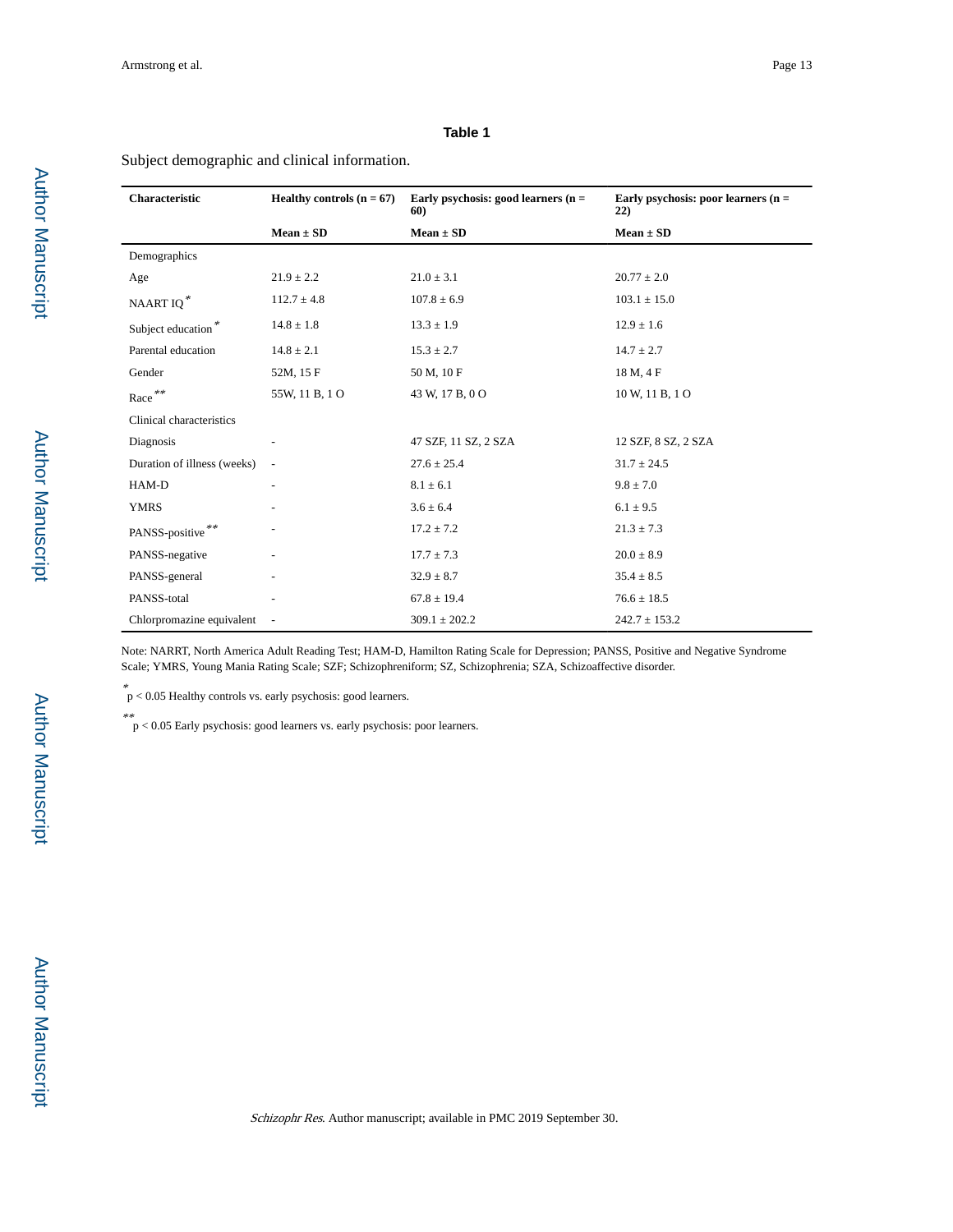**Table 1**

Subject demographic and clinical information.

| Characteristic | Healthy controls (n = 67) | Early psychosis: good learners (n = 60) | Early psychosis: poor learners (n = 22) |
|---|---|---|---|
| | **Mean ± SD** | **Mean ± SD** | **Mean ± SD** |
| Demographics | | | |
| Age | 21.9 ± 2.2 | 21.0 ± 3.1 | 20.77 ± 2.0 |
| NAART IQ* | 112.7 ± 4.8 | 107.8 ± 6.9 | 103.1 ± 15.0 |
| Subject education* | 14.8 ± 1.8 | 13.3 ± 1.9 | 12.9 ± 1.6 |
| Parental education | 14.8 ± 2.1 | 15.3 ± 2.7 | 14.7 ± 2.7 |
| Gender | 52M, 15 F | 50 M, 10 F | 18 M, 4 F |
| Race** | 55W, 11 B, 1 O | 43 W, 17 B, 0 O | 10 W, 11 B, 1 O |
| Clinical characteristics | | | |
| Diagnosis | - | 47 SZF, 11 SZ, 2 SZA | 12 SZF, 8 SZ, 2 SZA |
| Duration of illness (weeks) | - | 27.6 ± 25.4 | 31.7 ± 24.5 |
| HAM-D | - | 8.1 ± 6.1 | 9.8 ± 7.0 |
| YMRS | - | 3.6 ± 6.4 | 6.1 ± 9.5 |
| PANSS-positive** | - | 17.2 ± 7.2 | 21.3 ± 7.3 |
| PANSS-negative | - | 17.7 ± 7.3 | 20.0 ± 8.9 |
| PANSS-general | - | 32.9 ± 8.7 | 35.4 ± 8.5 |
| PANSS-total | - | 67.8 ± 19.4 | 76.6 ± 18.5 |
| Chlorpromazine equivalent | - | 309.1 ± 202.2 | 242.7 ± 153.2 |

Note: NARRT, North America Adult Reading Test; HAM-D, Hamilton Rating Scale for Depression; PANSS, Positive and Negative Syndrome Scale; YMRS, Young Mania Rating Scale; SZF; Schizophreniform; SZ, Schizophrenia; SZA, Schizoaffective disorder.

\* $p < 0.05$ Healthy controls vs. early psychosis: good learners.

\*\* $p < 0.05$ Early psychosis: good learners vs. early psychosis: poor learners.